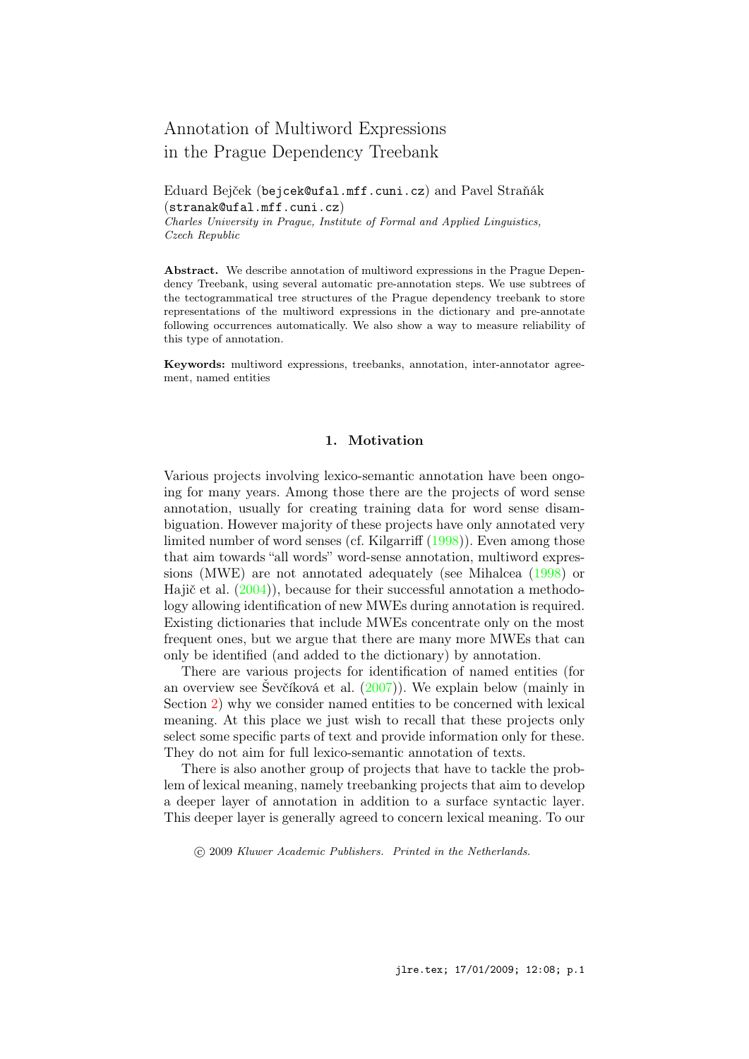# Annotation of Multiword Expressions in the Prague Dependency Treebank

Eduard Bejček (bejcek@ufal.mff.cuni.cz) and Pavel Straňák (stranak@ufal.mff.cuni.cz)
*Charles University in Prague, Institute of Formal and Applied Linguistics, Czech Republic*

**Abstract.** We describe annotation of multiword expressions in the Prague Dependency Treebank, using several automatic pre-annotation steps. We use subtrees of the tectogrammatical tree structures of the Prague dependency treebank to store representations of the multiword expressions in the dictionary and pre-annotate following occurrences automatically. We also show a way to measure reliability of this type of annotation.

**Keywords:** multiword expressions, treebanks, annotation, inter-annotator agreement, named entities

## 1. Motivation

Various projects involving lexico-semantic annotation have been ongoing for many years. Among those there are the projects of word sense annotation, usually for creating training data for word sense disambiguation. However majority of these projects have only annotated very limited number of word senses (cf. Kilgarriff (1998)). Even among those that aim towards "all words" word-sense annotation, multiword expressions (MWE) are not annotated adequately (see Mihalcea (1998) or Hajič et al. (2004)), because for their successful annotation a methodology allowing identification of new MWEs during annotation is required. Existing dictionaries that include MWEs concentrate only on the most frequent ones, but we argue that there are many more MWEs that can only be identified (and added to the dictionary) by annotation.

There are various projects for identification of named entities (for an overview see Ševčíková et al. (2007)). We explain below (mainly in Section 2) why we consider named entities to be concerned with lexical meaning. At this place we just wish to recall that these projects only select some specific parts of text and provide information only for these. They do not aim for full lexico-semantic annotation of texts.

There is also another group of projects that have to tackle the problem of lexical meaning, namely treebanking projects that aim to develop a deeper layer of annotation in addition to a surface syntactic layer. This deeper layer is generally agreed to concern lexical meaning. To our

© 2009 *Kluwer Academic Publishers. Printed in the Netherlands.*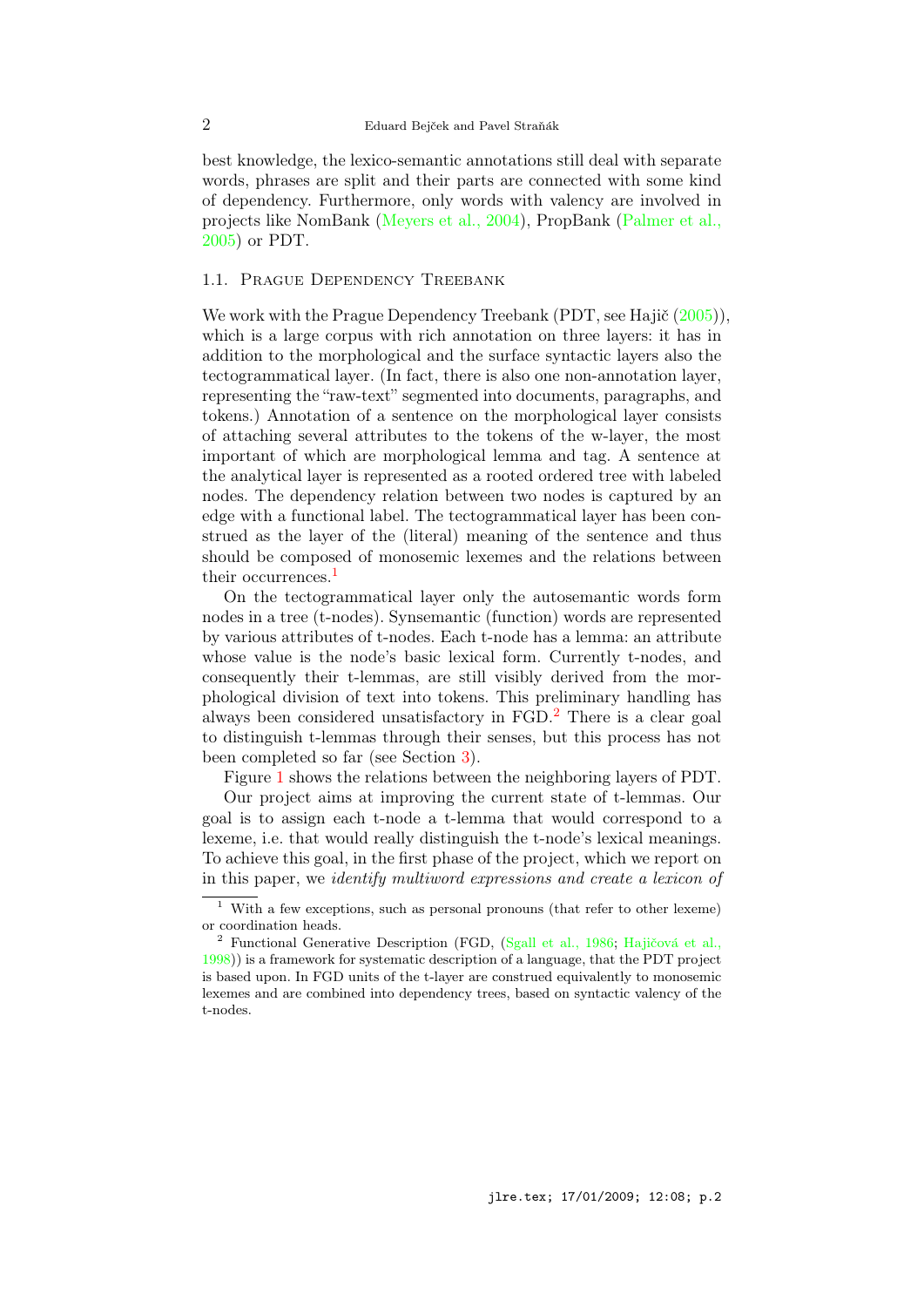best knowledge, the lexico-semantic annotations still deal with separate words, phrases are split and their parts are connected with some kind of dependency. Furthermore, only words with valency are involved in projects like NomBank (Meyers et al., 2004), PropBank (Palmer et al., 2005) or PDT.

### 1.1. Prague Dependency Treebank

We work with the Prague Dependency Treebank (PDT, see Hajič (2005)), which is a large corpus with rich annotation on three layers: it has in addition to the morphological and the surface syntactic layers also the tectogrammatical layer. (In fact, there is also one non-annotation layer, representing the "raw-text" segmented into documents, paragraphs, and tokens.) Annotation of a sentence on the morphological layer consists of attaching several attributes to the tokens of the w-layer, the most important of which are morphological lemma and tag. A sentence at the analytical layer is represented as a rooted ordered tree with labeled nodes. The dependency relation between two nodes is captured by an edge with a functional label. The tectogrammatical layer has been construed as the layer of the (literal) meaning of the sentence and thus should be composed of monosemic lexemes and the relations between their occurrences.[1]

On the tectogrammatical layer only the autosemantic words form nodes in a tree (t-nodes). Synsemantic (function) words are represented by various attributes of t-nodes. Each t-node has a lemma: an attribute whose value is the node's basic lexical form. Currently t-nodes, and consequently their t-lemmas, are still visibly derived from the morphological division of text into tokens. This preliminary handling has always been considered unsatisfactory in FGD.[2] There is a clear goal to distinguish t-lemmas through their senses, but this process has not been completed so far (see Section 3).

Figure 1 shows the relations between the neighboring layers of PDT.

Our project aims at improving the current state of t-lemmas. Our goal is to assign each t-node a t-lemma that would correspond to a lexeme, i.e. that would really distinguish the t-node's lexical meanings. To achieve this goal, in the first phase of the project, which we report on in this paper, we *identify multiword expressions and create a lexicon of*

[1] With a few exceptions, such as personal pronouns (that refer to other lexeme) or coordination heads.

[2] Functional Generative Description (FGD, (Sgall et al., 1986; Hajičová et al., 1998)) is a framework for systematic description of a language, that the PDT project is based upon. In FGD units of the t-layer are construed equivalently to monosemic lexemes and are combined into dependency trees, based on syntactic valency of the t-nodes.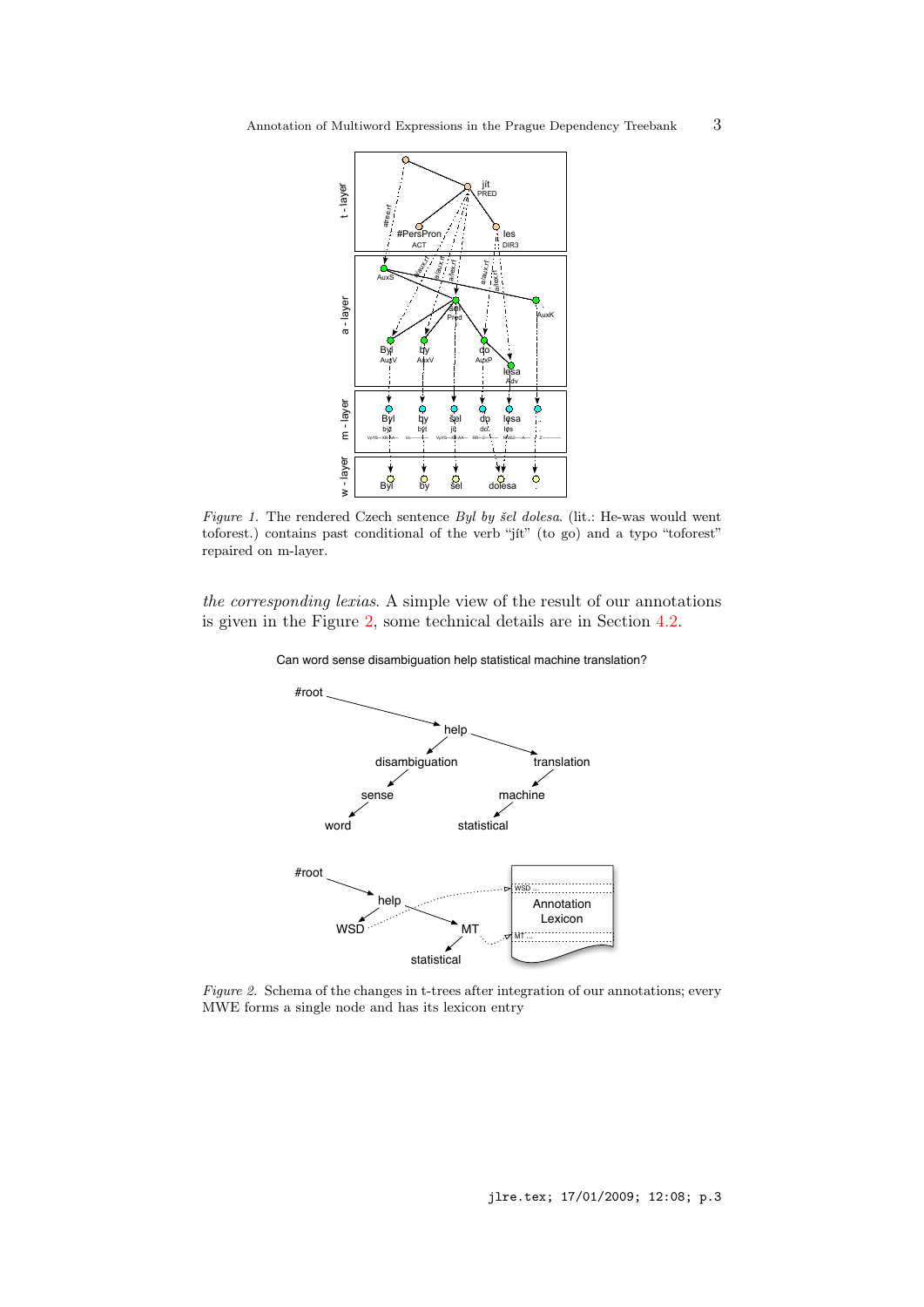*Figure 1.* The rendered Czech sentence *Byl by šel dolesa.* (lit.: He-was would went toforest.) contains past conditional of the verb "jít" (to go) and a typo "toforest" repaired on m-layer.

*the corresponding lexias*. A simple view of the result of our annotations is given in the Figure 2, some technical details are in Section 4.2.

*Figure 2.* Schema of the changes in t-trees after integration of our annotations; every MWE forms a single node and has its lexicon entry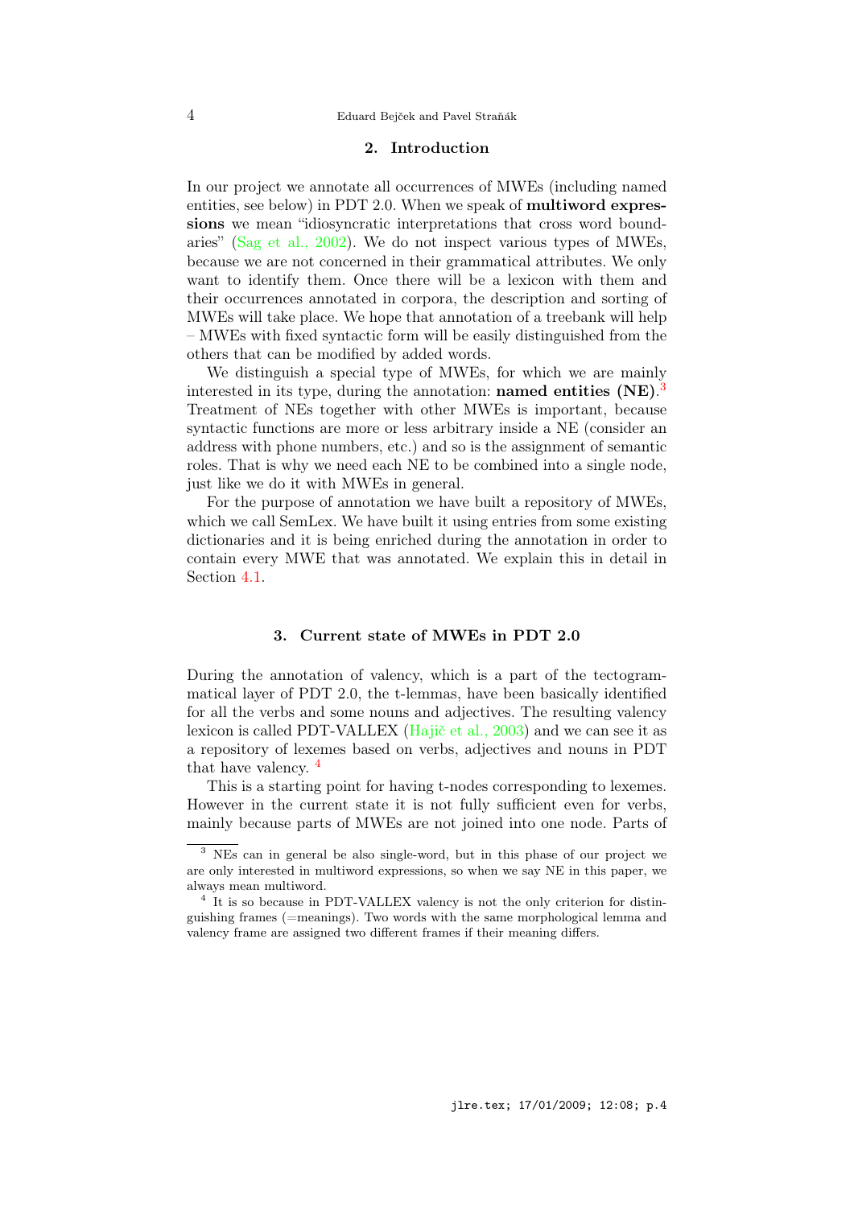## 2. Introduction

In our project we annotate all occurrences of MWEs (including named entities, see below) in PDT 2.0. When we speak of **multiword expressions** we mean "idiosyncratic interpretations that cross word boundaries" (Sag et al., 2002). We do not inspect various types of MWEs, because we are not concerned in their grammatical attributes. We only want to identify them. Once there will be a lexicon with them and their occurrences annotated in corpora, the description and sorting of MWEs will take place. We hope that annotation of a treebank will help – MWEs with fixed syntactic form will be easily distinguished from the others that can be modified by added words.

We distinguish a special type of MWEs, for which we are mainly interested in its type, during the annotation: **named entities (NE)**.[3] Treatment of NEs together with other MWEs is important, because syntactic functions are more or less arbitrary inside a NE (consider an address with phone numbers, etc.) and so is the assignment of semantic roles. That is why we need each NE to be combined into a single node, just like we do it with MWEs in general.

For the purpose of annotation we have built a repository of MWEs, which we call SemLex. We have built it using entries from some existing dictionaries and it is being enriched during the annotation in order to contain every MWE that was annotated. We explain this in detail in Section 4.1.

## 3. Current state of MWEs in PDT 2.0

During the annotation of valency, which is a part of the tectogrammatical layer of PDT 2.0, the t-lemmas, have been basically identified for all the verbs and some nouns and adjectives. The resulting valency lexicon is called PDT-VALLEX (Hajič et al., 2003) and we can see it as a repository of lexemes based on verbs, adjectives and nouns in PDT that have valency. [4]

This is a starting point for having t-nodes corresponding to lexemes. However in the current state it is not fully sufficient even for verbs, mainly because parts of MWEs are not joined into one node. Parts of

---

[3] NEs can in general be also single-word, but in this phase of our project we are only interested in multiword expressions, so when we say NE in this paper, we always mean multiword.

[4] It is so because in PDT-VALLEX valency is not the only criterion for distinguishing frames (=meanings). Two words with the same morphological lemma and valency frame are assigned two different frames if their meaning differs.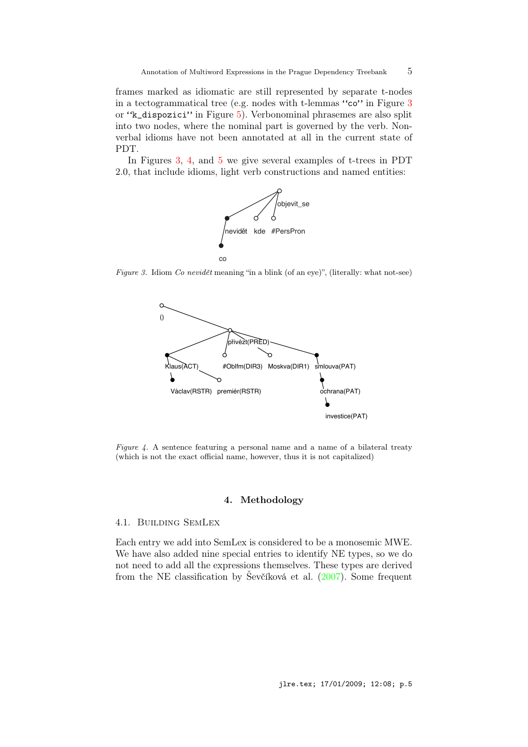frames marked as idiomatic are still represented by separate t-nodes in a tectogrammatical tree (e.g. nodes with t-lemmas ``co'' in Figure 3 or ``k_dispozici'' in Figure 5). Verbonominal phrasemes are also split into two nodes, where the nominal part is governed by the verb. Non-verbal idioms have not been annotated at all in the current state of PDT.

In Figures 3, 4, and 5 we give several examples of t-trees in PDT 2.0, that include idioms, light verb constructions and named entities:

*Figure 3.* Idiom *Co nevidět* meaning "in a blink (of an eye)", (literally: what not-see)

*Figure 4.* A sentence featuring a personal name and a name of a bilateral treaty (which is not the exact official name, however, thus it is not capitalized)

## 4. Methodology

### 4.1. Building SemLex

Each entry we add into SemLex is considered to be a monosemic MWE. We have also added nine special entries to identify NE types, so we do not need to add all the expressions themselves. These types are derived from the NE classification by Ševčíková et al. (2007). Some frequent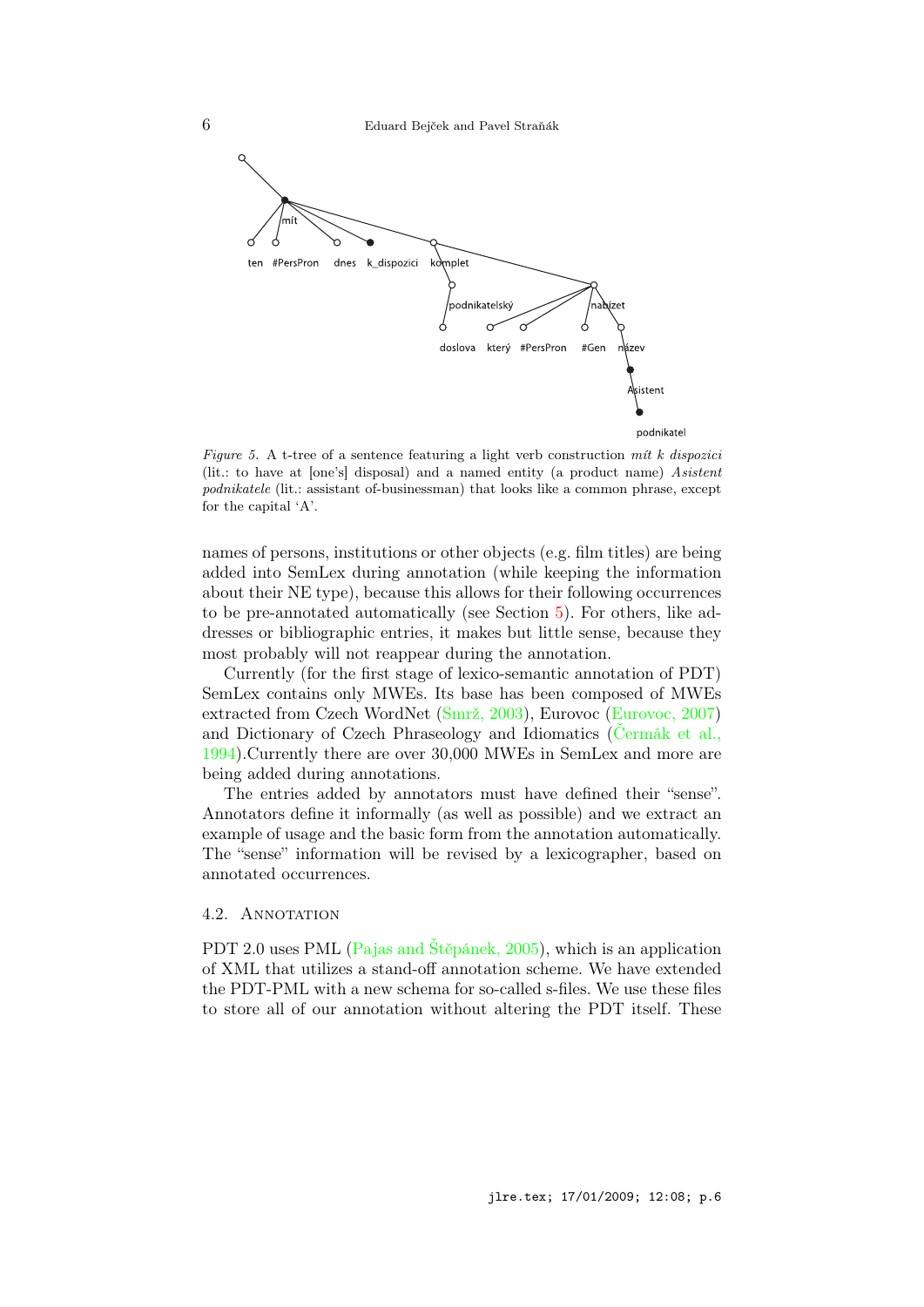*Figure 5.* A t-tree of a sentence featuring a light verb construction *mít k dispozici* (lit.: to have at [one's] disposal) and a named entity (a product name) *Asistent podnikatele* (lit.: assistant of-businessman) that looks like a common phrase, except for the capital 'A'.

names of persons, institutions or other objects (e.g. film titles) are being added into SemLex during annotation (while keeping the information about their NE type), because this allows for their following occurrences to be pre-annotated automatically (see Section 5). For others, like addresses or bibliographic entries, it makes but little sense, because they most probably will not reappear during the annotation.

Currently (for the first stage of lexico-semantic annotation of PDT) SemLex contains only MWEs. Its base has been composed of MWEs extracted from Czech WordNet (Smrž, 2003), Eurovoc (Eurovoc, 2007) and Dictionary of Czech Phraseology and Idiomatics (Čermák et al., 1994).Currently there are over 30,000 MWEs in SemLex and more are being added during annotations.

The entries added by annotators must have defined their "sense". Annotators define it informally (as well as possible) and we extract an example of usage and the basic form from the annotation automatically. The "sense" information will be revised by a lexicographer, based on annotated occurrences.

### 4.2. Annotation

PDT 2.0 uses PML (Pajas and Štěpánek, 2005), which is an application of XML that utilizes a stand-off annotation scheme. We have extended the PDT-PML with a new schema for so-called s-files. We use these files to store all of our annotation without altering the PDT itself. These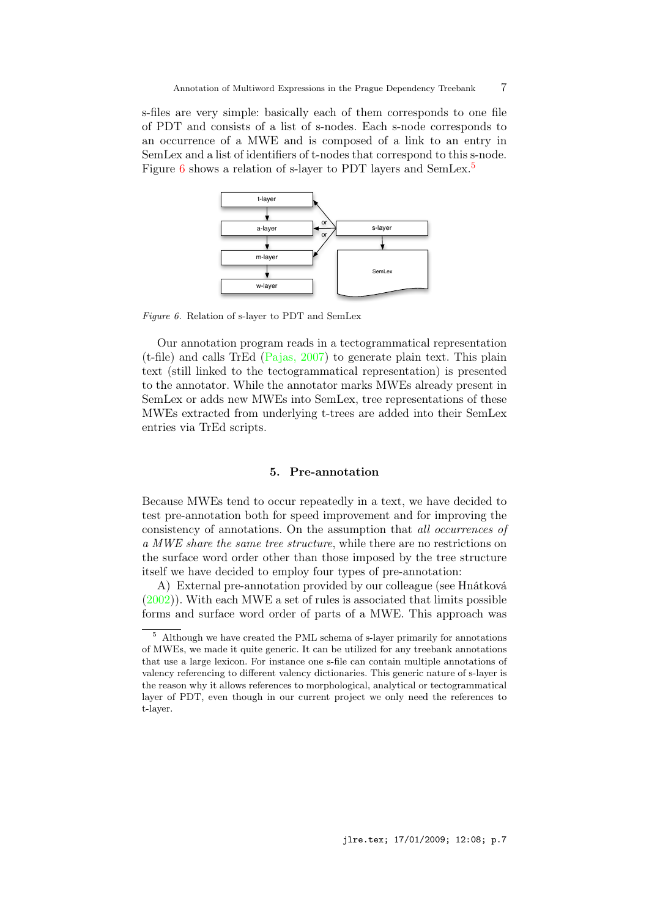s-files are very simple: basically each of them corresponds to one file of PDT and consists of a list of s-nodes. Each s-node corresponds to an occurrence of a MWE and is composed of a link to an entry in SemLex and a list of identifiers of t-nodes that correspond to this s-node. Figure 6 shows a relation of s-layer to PDT layers and SemLex.[5]

*Figure 6.* Relation of s-layer to PDT and SemLex

Our annotation program reads in a tectogrammatical representation (t-file) and calls TrEd (Pajas, 2007) to generate plain text. This plain text (still linked to the tectogrammatical representation) is presented to the annotator. While the annotator marks MWEs already present in SemLex or adds new MWEs into SemLex, tree representations of these MWEs extracted from underlying t-trees are added into their SemLex entries via TrEd scripts.

## 5. Pre-annotation

Because MWEs tend to occur repeatedly in a text, we have decided to test pre-annotation both for speed improvement and for improving the consistency of annotations. On the assumption that *all occurrences of a MWE share the same tree structure*, while there are no restrictions on the surface word order other than those imposed by the tree structure itself we have decided to employ four types of pre-annotation:

A) External pre-annotation provided by our colleague (see Hnátková (2002)). With each MWE a set of rules is associated that limits possible forms and surface word order of parts of a MWE. This approach was

[5] Although we have created the PML schema of s-layer primarily for annotations of MWEs, we made it quite generic. It can be utilized for any treebank annotations that use a large lexicon. For instance one s-file can contain multiple annotations of valency referencing to different valency dictionaries. This generic nature of s-layer is the reason why it allows references to morphological, analytical or tectogrammatical layer of PDT, even though in our current project we only need the references to t-layer.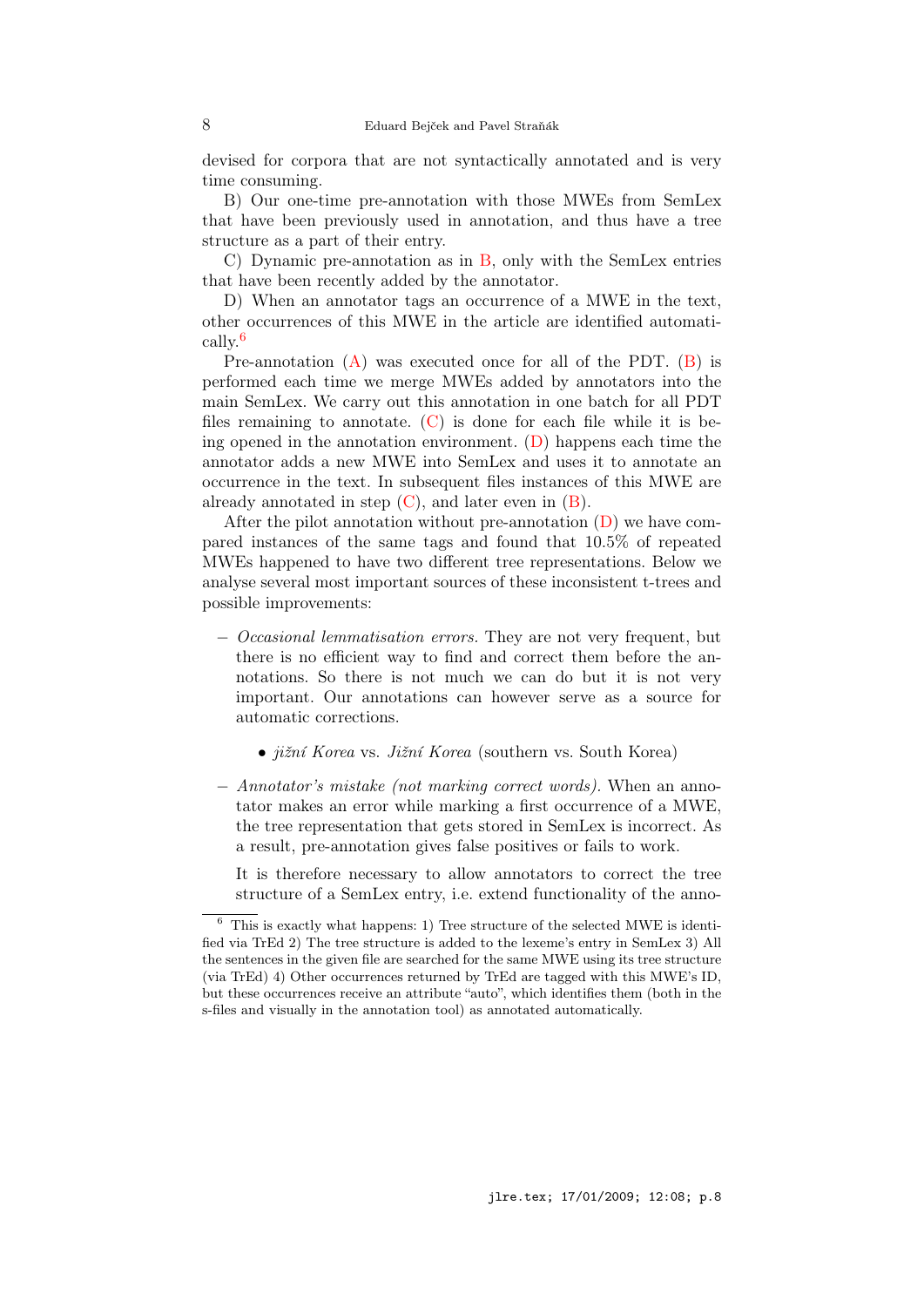devised for corpora that are not syntactically annotated and is very time consuming.

B) Our one-time pre-annotation with those MWEs from SemLex that have been previously used in annotation, and thus have a tree structure as a part of their entry.

C) Dynamic pre-annotation as in B, only with the SemLex entries that have been recently added by the annotator.

D) When an annotator tags an occurrence of a MWE in the text, other occurrences of this MWE in the article are identified automatically.[6]

Pre-annotation (A) was executed once for all of the PDT. (B) is performed each time we merge MWEs added by annotators into the main SemLex. We carry out this annotation in one batch for all PDT files remaining to annotate. (C) is done for each file while it is being opened in the annotation environment. (D) happens each time the annotator adds a new MWE into SemLex and uses it to annotate an occurrence in the text. In subsequent files instances of this MWE are already annotated in step (C), and later even in (B).

After the pilot annotation without pre-annotation (D) we have compared instances of the same tags and found that 10.5% of repeated MWEs happened to have two different tree representations. Below we analyse several most important sources of these inconsistent t-trees and possible improvements:

- *Occasional lemmatisation errors.* They are not very frequent, but there is no efficient way to find and correct them before the annotations. So there is not much we can do but it is not very important. Our annotations can however serve as a source for automatic corrections.

  - *jižní Korea* vs. *Jižní Korea* (southern vs. South Korea)

- *Annotator's mistake (not marking correct words).* When an annotator makes an error while marking a first occurrence of a MWE, the tree representation that gets stored in SemLex is incorrect. As a result, pre-annotation gives false positives or fails to work.

  It is therefore necessary to allow annotators to correct the tree structure of a SemLex entry, i.e. extend functionality of the anno-

[6] This is exactly what happens: 1) Tree structure of the selected MWE is identified via TrEd 2) The tree structure is added to the lexeme's entry in SemLex 3) All the sentences in the given file are searched for the same MWE using its tree structure (via TrEd) 4) Other occurrences returned by TrEd are tagged with this MWE's ID, but these occurrences receive an attribute "auto", which identifies them (both in the s-files and visually in the annotation tool) as annotated automatically.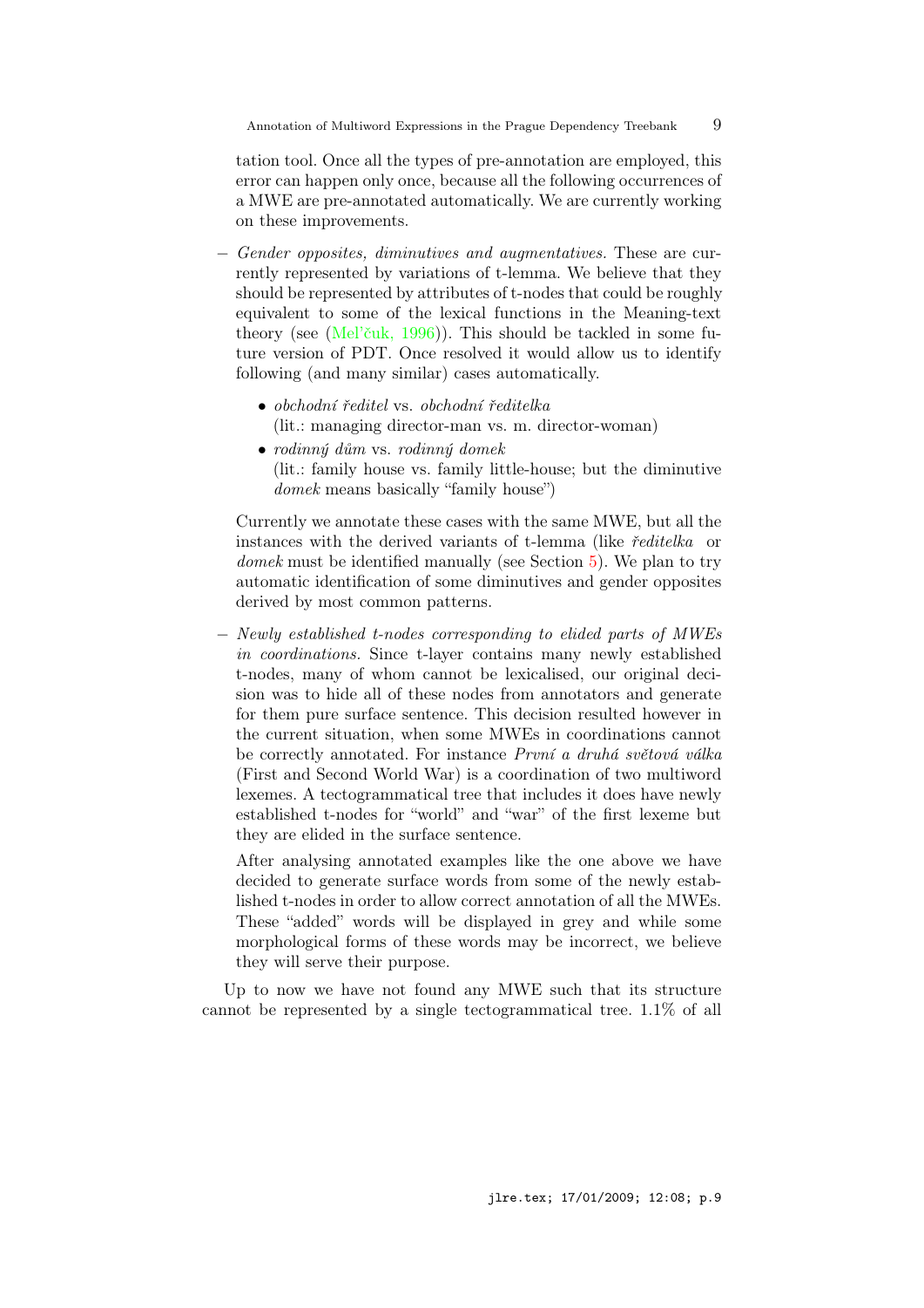tation tool. Once all the types of pre-annotation are employed, this error can happen only once, because all the following occurrences of a MWE are pre-annotated automatically. We are currently working on these improvements.

- *Gender opposites, diminutives and augmentatives.* These are currently represented by variations of t-lemma. We believe that they should be represented by attributes of t-nodes that could be roughly equivalent to some of the lexical functions in the Meaning-text theory (see (Mel'čuk, 1996)). This should be tackled in some future version of PDT. Once resolved it would allow us to identify following (and many similar) cases automatically.

  - *obchodní ředitel* vs. *obchodní ředitelka*  
    (lit.: managing director-man vs. m. director-woman)
  - *rodinný dům* vs. *rodinný domek*  
    (lit.: family house vs. family little-house; but the diminutive *domek* means basically "family house")

  Currently we annotate these cases with the same MWE, but all the instances with the derived variants of t-lemma (like *ředitelka* or *domek* must be identified manually (see Section 5). We plan to try automatic identification of some diminutives and gender opposites derived by most common patterns.

- *Newly established t-nodes corresponding to elided parts of MWEs in coordinations.* Since t-layer contains many newly established t-nodes, many of whom cannot be lexicalised, our original decision was to hide all of these nodes from annotators and generate for them pure surface sentence. This decision resulted however in the current situation, when some MWEs in coordinations cannot be correctly annotated. For instance *První a druhá světová válka* (First and Second World War) is a coordination of two multiword lexemes. A tectogrammatical tree that includes it does have newly established t-nodes for "world" and "war" of the first lexeme but they are elided in the surface sentence.

  After analysing annotated examples like the one above we have decided to generate surface words from some of the newly established t-nodes in order to allow correct annotation of all the MWEs. These "added" words will be displayed in grey and while some morphological forms of these words may be incorrect, we believe they will serve their purpose.

Up to now we have not found any MWE such that its structure cannot be represented by a single tectogrammatical tree. 1.1% of all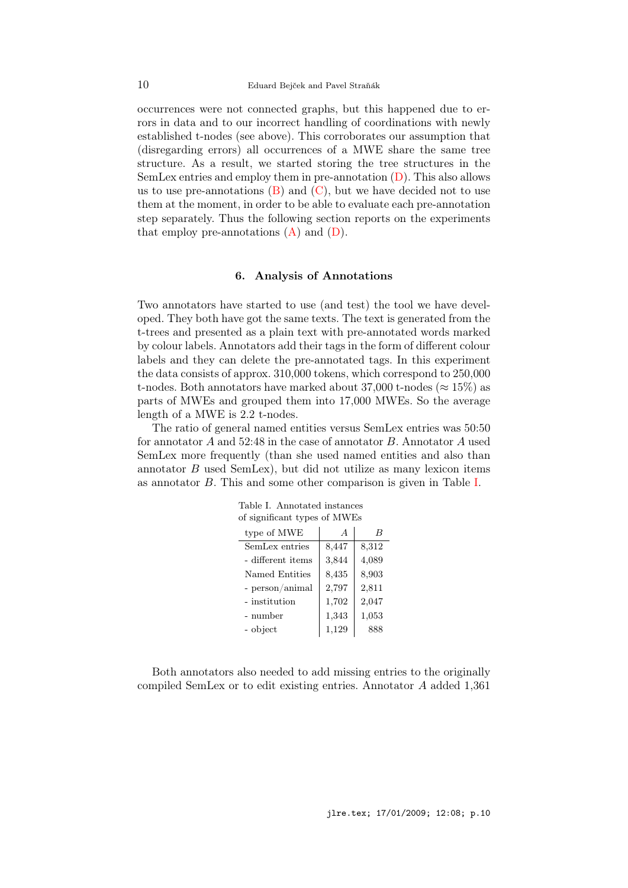occurrences were not connected graphs, but this happened due to errors in data and to our incorrect handling of coordinations with newly established t-nodes (see above). This corroborates our assumption that (disregarding errors) all occurrences of a MWE share the same tree structure. As a result, we started storing the tree structures in the SemLex entries and employ them in pre-annotation (D). This also allows us to use pre-annotations (B) and (C), but we have decided not to use them at the moment, in order to be able to evaluate each pre-annotation step separately. Thus the following section reports on the experiments that employ pre-annotations (A) and (D).

## 6. Analysis of Annotations

Two annotators have started to use (and test) the tool we have developed. They both have got the same texts. The text is generated from the t-trees and presented as a plain text with pre-annotated words marked by colour labels. Annotators add their tags in the form of different colour labels and they can delete the pre-annotated tags. In this experiment the data consists of approx. 310,000 tokens, which correspond to 250,000 t-nodes. Both annotators have marked about 37,000 t-nodes ($\approx 15\%$) as parts of MWEs and grouped them into 17,000 MWEs. So the average length of a MWE is 2.2 t-nodes.

The ratio of general named entities versus SemLex entries was 50:50 for annotator *A* and 52:48 in the case of annotator *B*. Annotator *A* used SemLex more frequently (than she used named entities and also than annotator *B* used SemLex), but did not utilize as many lexicon items as annotator *B*. This and some other comparison is given in Table I.

Table I. Annotated instances of significant types of MWEs

| type of MWE | *A* | *B* |
|---|---|---|
| SemLex entries | 8,447 | 8,312 |
| - different items | 3,844 | 4,089 |
| Named Entities | 8,435 | 8,903 |
| - person/animal | 2,797 | 2,811 |
| - institution | 1,702 | 2,047 |
| - number | 1,343 | 1,053 |
| - object | 1,129 | 888 |

Both annotators also needed to add missing entries to the originally compiled SemLex or to edit existing entries. Annotator *A* added 1,361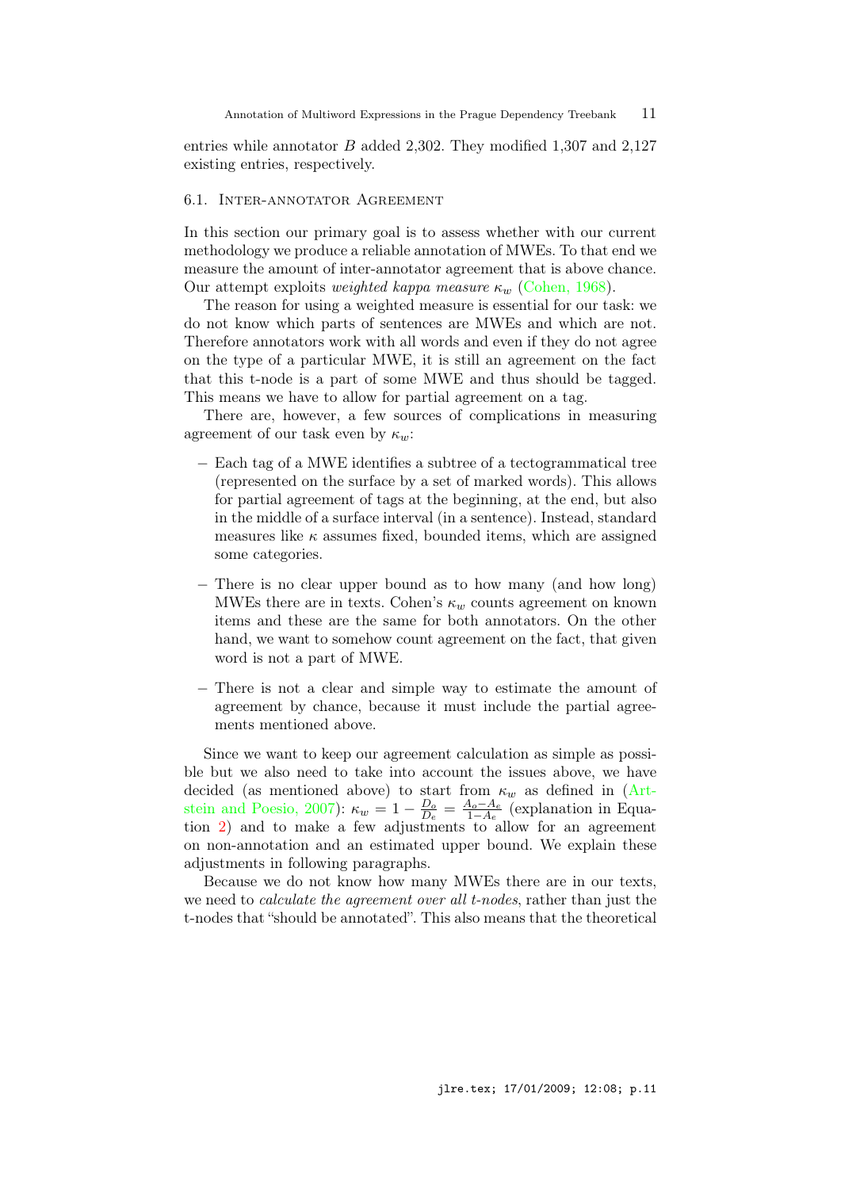entries while annotator $B$ added 2,302. They modified 1,307 and 2,127 existing entries, respectively.

### 6.1. Inter-annotator Agreement

In this section our primary goal is to assess whether with our current methodology we produce a reliable annotation of MWEs. To that end we measure the amount of inter-annotator agreement that is above chance. Our attempt exploits *weighted kappa measure* $\kappa_w$ (Cohen, 1968).

The reason for using a weighted measure is essential for our task: we do not know which parts of sentences are MWEs and which are not. Therefore annotators work with all words and even if they do not agree on the type of a particular MWE, it is still an agreement on the fact that this t-node is a part of some MWE and thus should be tagged. This means we have to allow for partial agreement on a tag.

There are, however, a few sources of complications in measuring agreement of our task even by $\kappa_w$:

- Each tag of a MWE identifies a subtree of a tectogrammatical tree (represented on the surface by a set of marked words). This allows for partial agreement of tags at the beginning, at the end, but also in the middle of a surface interval (in a sentence). Instead, standard measures like $\kappa$ assumes fixed, bounded items, which are assigned some categories.

- There is no clear upper bound as to how many (and how long) MWEs there are in texts. Cohen's $\kappa_w$ counts agreement on known items and these are the same for both annotators. On the other hand, we want to somehow count agreement on the fact, that given word is not a part of MWE.

- There is not a clear and simple way to estimate the amount of agreement by chance, because it must include the partial agreements mentioned above.

Since we want to keep our agreement calculation as simple as possible but we also need to take into account the issues above, we have decided (as mentioned above) to start from $\kappa_w$ as defined in (Artstein and Poesio, 2007): $\kappa_w = 1 - \frac{D_o}{D_e} = \frac{A_o - A_e}{1 - A_e}$ (explanation in Equation 2) and to make a few adjustments to allow for an agreement on non-annotation and an estimated upper bound. We explain these adjustments in following paragraphs.

Because we do not know how many MWEs there are in our texts, we need to *calculate the agreement over all t-nodes*, rather than just the t-nodes that "should be annotated". This also means that the theoretical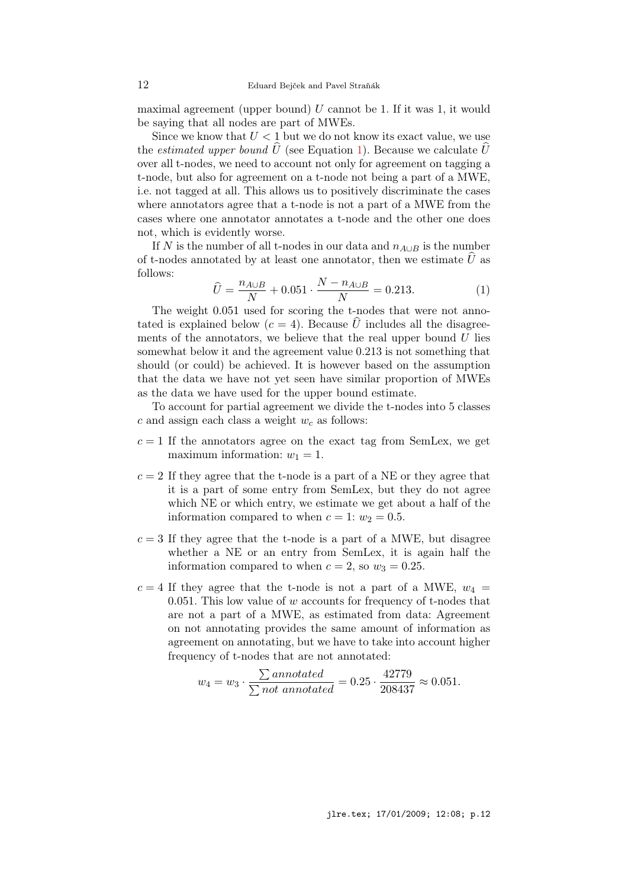maximal agreement (upper bound) $U$ cannot be 1. If it was 1, it would be saying that all nodes are part of MWEs.

Since we know that $U < 1$ but we do not know its exact value, we use the *estimated upper bound* $\widehat{U}$ (see Equation 1). Because we calculate $\widehat{U}$ over all t-nodes, we need to account not only for agreement on tagging a t-node, but also for agreement on a t-node not being a part of a MWE, i.e. not tagged at all. This allows us to positively discriminate the cases where annotators agree that a t-node is not a part of a MWE from the cases where one annotator annotates a t-node and the other one does not, which is evidently worse.

If $N$ is the number of all t-nodes in our data and $n_{A \cup B}$ is the number of t-nodes annotated by at least one annotator, then we estimate $\widehat{U}$ as follows:

$$\widehat{U} = \frac{n_{A \cup B}}{N} + 0.051 \cdot \frac{N - n_{A \cup B}}{N} = 0.213. \tag{1}$$

The weight 0.051 used for scoring the t-nodes that were not annotated is explained below ($c = 4$). Because $\widehat{U}$ includes all the disagreements of the annotators, we believe that the real upper bound $U$ lies somewhat below it and the agreement value 0.213 is not something that should (or could) be achieved. It is however based on the assumption that the data we have not yet seen have similar proportion of MWEs as the data we have used for the upper bound estimate.

To account for partial agreement we divide the t-nodes into 5 classes $c$ and assign each class a weight $w_c$ as follows:

- $c = 1$ If the annotators agree on the exact tag from SemLex, we get maximum information: $w_1 = 1$.
- $c = 2$ If they agree that the t-node is a part of a NE or they agree that it is a part of some entry from SemLex, but they do not agree which NE or which entry, we estimate we get about a half of the information compared to when $c = 1$: $w_2 = 0.5$.
- $c = 3$ If they agree that the t-node is a part of a MWE, but disagree whether a NE or an entry from SemLex, it is again half the information compared to when $c = 2$, so $w_3 = 0.25$.
- $c = 4$ If they agree that the t-node is not a part of a MWE, $w_4 = 0.051$. This low value of $w$ accounts for frequency of t-nodes that are not a part of a MWE, as estimated from data: Agreement on not annotating provides the same amount of information as agreement on annotating, but we have to take into account higher frequency of t-nodes that are not annotated:

$$w_4 = w_3 \cdot \frac{\sum annotated}{\sum not\ annotated} = 0.25 \cdot \frac{42779}{208437} \approx 0.051.$$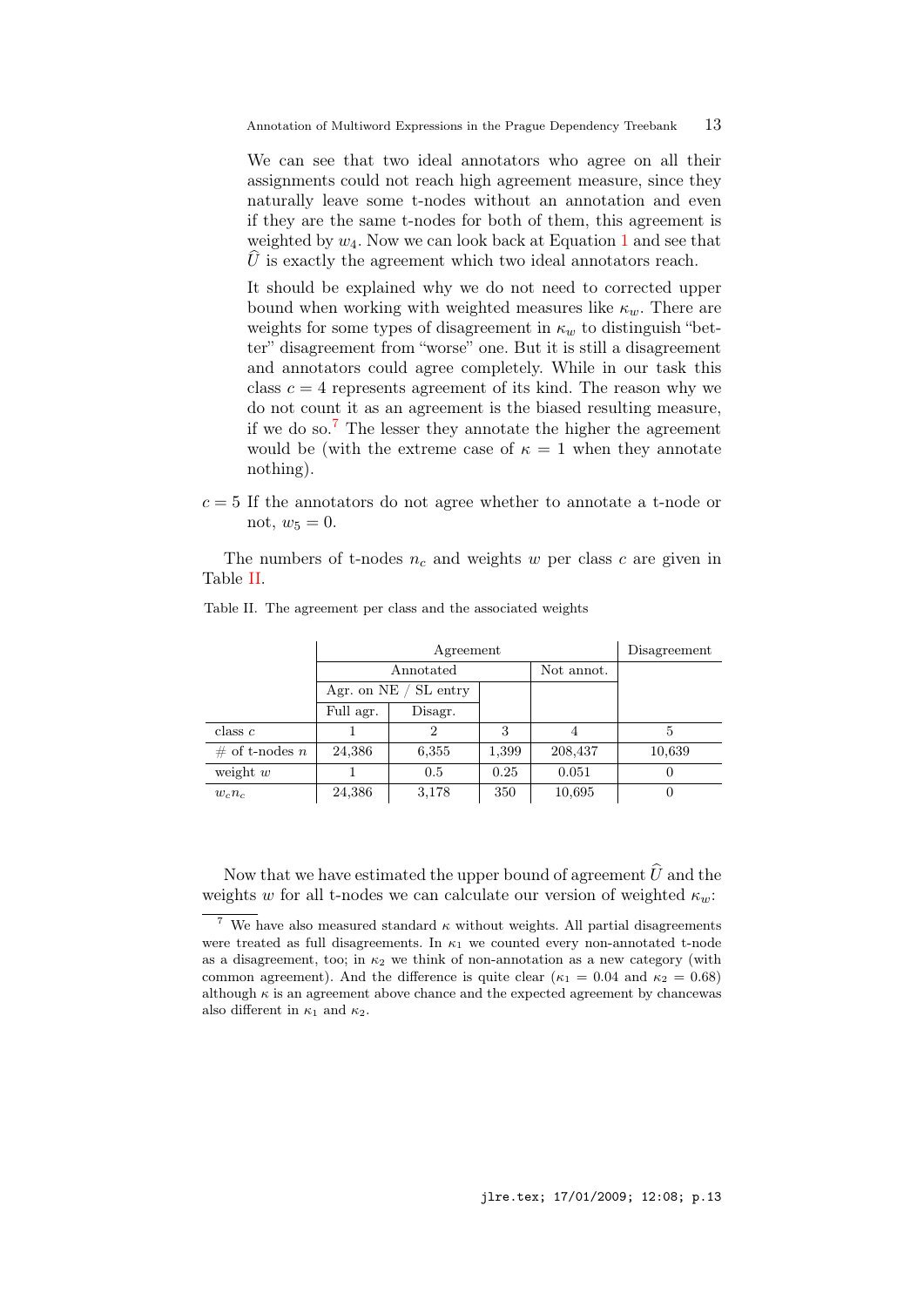We can see that two ideal annotators who agree on all their assignments could not reach high agreement measure, since they naturally leave some t-nodes without an annotation and even if they are the same t-nodes for both of them, this agreement is weighted by $w_4$. Now we can look back at Equation 1 and see that $\widehat{U}$ is exactly the agreement which two ideal annotators reach.

It should be explained why we do not need to corrected upper bound when working with weighted measures like $\kappa_w$. There are weights for some types of disagreement in $\kappa_w$ to distinguish "better" disagreement from "worse" one. But it is still a disagreement and annotators could agree completely. While in our task this class $c = 4$ represents agreement of its kind. The reason why we do not count it as an agreement is the biased resulting measure, if we do so.[7] The lesser they annotate the higher the agreement would be (with the extreme case of $\kappa = 1$ when they annotate nothing).

$c = 5$ If the annotators do not agree whether to annotate a t-node or not, $w_5 = 0$.

The numbers of t-nodes $n_c$ and weights $w$ per class $c$ are given in Table II.

Table II. The agreement per class and the associated weights

| | Agreement | | | | Disagreement |
|---|---|---|---|---|---|
| | Annotated | | | Not annot. | |
| | Agr. on NE / SL entry | | | | |
| | Full agr. | Disagr. | | | |
| class $c$ | 1 | 2 | 3 | 4 | 5 |
| # of t-nodes $n$ | 24,386 | 6,355 | 1,399 | 208,437 | 10,639 |
| weight $w$ | 1 | 0.5 | 0.25 | 0.051 | 0 |
| $w_c n_c$ | 24,386 | 3,178 | 350 | 10,695 | 0 |

Now that we have estimated the upper bound of agreement $\widehat{U}$ and the weights $w$ for all t-nodes we can calculate our version of weighted $\kappa_w$:

[7] We have also measured standard $\kappa$ without weights. All partial disagreements were treated as full disagreements. In $\kappa_1$ we counted every non-annotated t-node as a disagreement, too; in $\kappa_2$ we think of non-annotation as a new category (with common agreement). And the difference is quite clear ($\kappa_1 = 0.04$ and $\kappa_2 = 0.68$) although $\kappa$ is an agreement above chance and the expected agreement by chancewas also different in $\kappa_1$ and $\kappa_2$.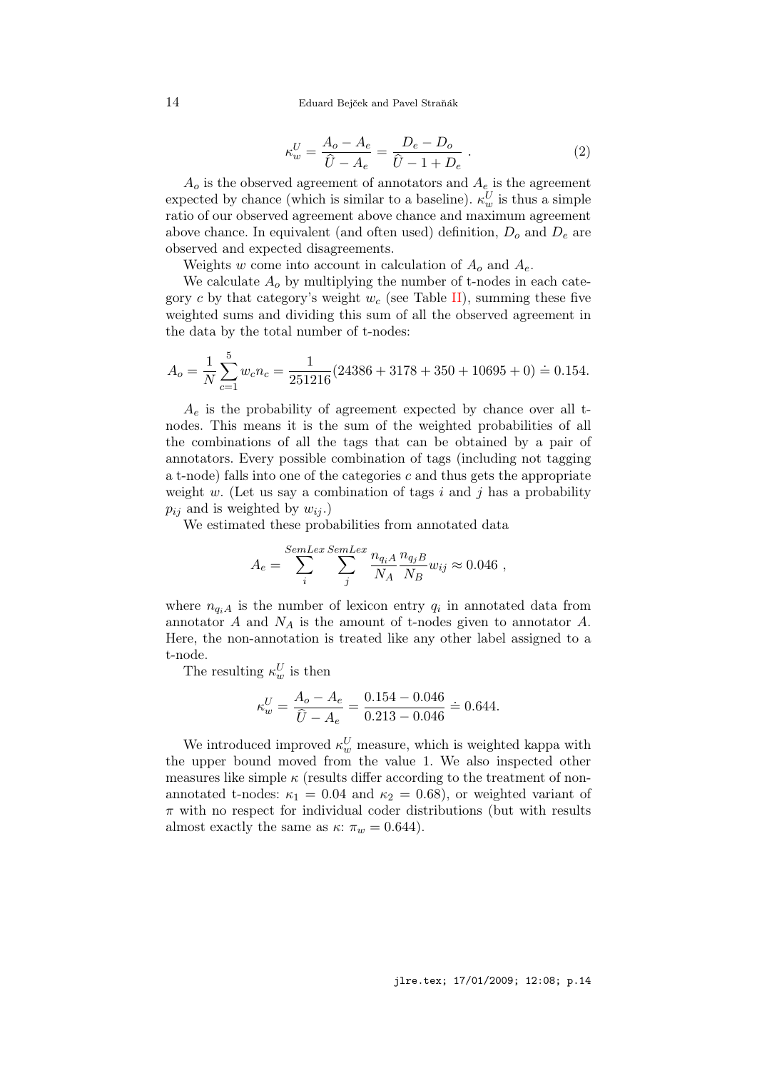$$\kappa_w^U = \frac{A_o - A_e}{\widehat{U} - A_e} = \frac{D_e - D_o}{\widehat{U} - 1 + D_e} \ . \tag{2}$$

$A_o$ is the observed agreement of annotators and $A_e$ is the agreement expected by chance (which is similar to a baseline). $\kappa_w^U$ is thus a simple ratio of our observed agreement above chance and maximum agreement above chance. In equivalent (and often used) definition, $D_o$ and $D_e$ are observed and expected disagreements.

Weights $w$ come into account in calculation of $A_o$ and $A_e$.

We calculate $A_o$ by multiplying the number of t-nodes in each category $c$ by that category's weight $w_c$ (see Table II), summing these five weighted sums and dividing this sum of all the observed agreement in the data by the total number of t-nodes:

$$A_o = \frac{1}{N}\sum_{c=1}^{5} w_c n_c = \frac{1}{251216}(24386 + 3178 + 350 + 10695 + 0) \doteq 0.154.$$

$A_e$ is the probability of agreement expected by chance over all t-nodes. This means it is the sum of the weighted probabilities of all the combinations of all the tags that can be obtained by a pair of annotators. Every possible combination of tags (including not tagging a t-node) falls into one of the categories $c$ and thus gets the appropriate weight $w$. (Let us say a combination of tags $i$ and $j$ has a probability $p_{ij}$ and is weighted by $w_{ij}$.)

We estimated these probabilities from annotated data

$$A_e = \sum_{i}^{SemLex}\sum_{j}^{SemLex} \frac{n_{q_i A}}{N_A}\frac{n_{q_j B}}{N_B} w_{ij} \approx 0.046 \ ,$$

where $n_{q_i A}$ is the number of lexicon entry $q_i$ in annotated data from annotator $A$ and $N_A$ is the amount of t-nodes given to annotator $A$. Here, the non-annotation is treated like any other label assigned to a t-node.

The resulting $\kappa_w^U$ is then

$$\kappa_w^U = \frac{A_o - A_e}{\widehat{U} - A_e} = \frac{0.154 - 0.046}{0.213 - 0.046} \doteq 0.644.$$

We introduced improved $\kappa_w^U$ measure, which is weighted kappa with the upper bound moved from the value 1. We also inspected other measures like simple $\kappa$ (results differ according to the treatment of non-annotated t-nodes: $\kappa_1 = 0.04$ and $\kappa_2 = 0.68$), or weighted variant of $\pi$ with no respect for individual coder distributions (but with results almost exactly the same as $\kappa$: $\pi_w = 0.644$).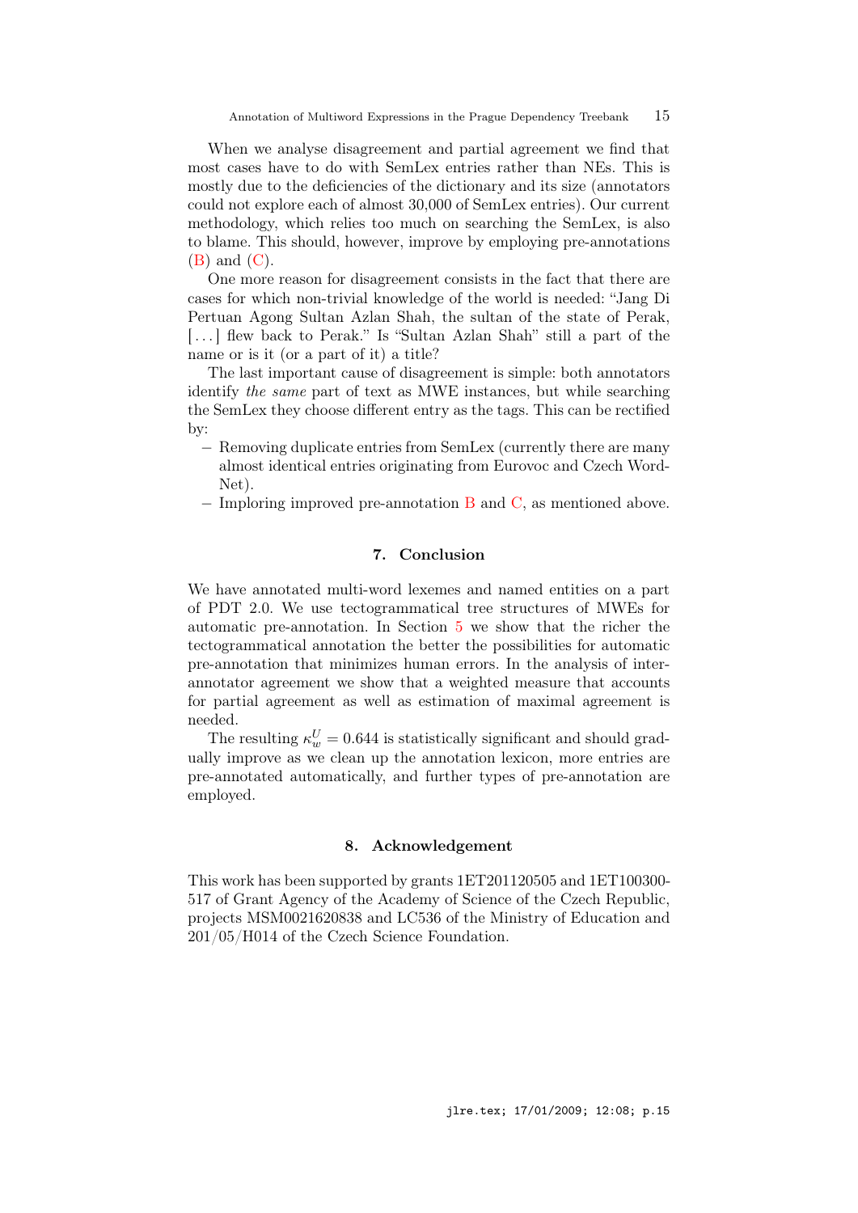When we analyse disagreement and partial agreement we find that most cases have to do with SemLex entries rather than NEs. This is mostly due to the deficiencies of the dictionary and its size (annotators could not explore each of almost 30,000 of SemLex entries). Our current methodology, which relies too much on searching the SemLex, is also to blame. This should, however, improve by employing pre-annotations (B) and (C).

One more reason for disagreement consists in the fact that there are cases for which non-trivial knowledge of the world is needed: "Jang Di Pertuan Agong Sultan Azlan Shah, the sultan of the state of Perak, [...] flew back to Perak." Is "Sultan Azlan Shah" still a part of the name or is it (or a part of it) a title?

The last important cause of disagreement is simple: both annotators identify *the same* part of text as MWE instances, but while searching the SemLex they choose different entry as the tags. This can be rectified by:

- Removing duplicate entries from SemLex (currently there are many almost identical entries originating from Eurovoc and Czech WordNet).
- Imploring improved pre-annotation B and C, as mentioned above.

## 7. Conclusion

We have annotated multi-word lexemes and named entities on a part of PDT 2.0. We use tectogrammatical tree structures of MWEs for automatic pre-annotation. In Section 5 we show that the richer the tectogrammatical annotation the better the possibilities for automatic pre-annotation that minimizes human errors. In the analysis of inter-annotator agreement we show that a weighted measure that accounts for partial agreement as well as estimation of maximal agreement is needed.

The resulting $\kappa_w^U = 0.644$ is statistically significant and should gradually improve as we clean up the annotation lexicon, more entries are pre-annotated automatically, and further types of pre-annotation are employed.

## 8. Acknowledgement

This work has been supported by grants 1ET201120505 and 1ET100300-517 of Grant Agency of the Academy of Science of the Czech Republic, projects MSM0021620838 and LC536 of the Ministry of Education and 201/05/H014 of the Czech Science Foundation.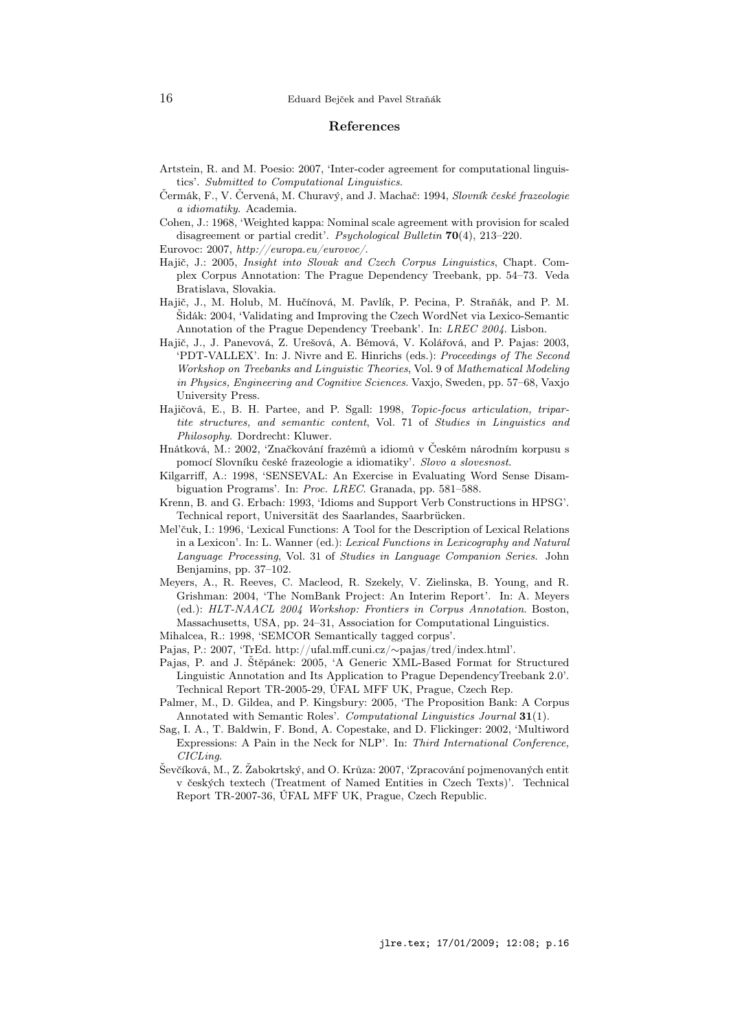## References

Artstein, R. and M. Poesio: 2007, 'Inter-coder agreement for computational linguistics'. *Submitted to Computational Linguistics*.

Čermák, F., V. Červená, M. Churavý, and J. Machač: 1994, *Slovník české frazeologie a idiomatiky*. Academia.

Cohen, J.: 1968, 'Weighted kappa: Nominal scale agreement with provision for scaled disagreement or partial credit'. *Psychological Bulletin* **70**(4), 213–220.

Eurovoc: 2007, *http://europa.eu/eurovoc/*.

Hajič, J.: 2005, *Insight into Slovak and Czech Corpus Linguistics*, Chapt. Complex Corpus Annotation: The Prague Dependency Treebank, pp. 54–73. Veda Bratislava, Slovakia.

Hajič, J., M. Holub, M. Hučínová, M. Pavlík, P. Pecina, P. Straňák, and P. M. Šidák: 2004, 'Validating and Improving the Czech WordNet via Lexico-Semantic Annotation of the Prague Dependency Treebank'. In: *LREC 2004*. Lisbon.

Hajič, J., J. Panevová, Z. Urešová, A. Bémová, V. Kolářová, and P. Pajas: 2003, 'PDT-VALLEX'. In: J. Nivre and E. Hinrichs (eds.): *Proceedings of The Second Workshop on Treebanks and Linguistic Theories*, Vol. 9 of *Mathematical Modeling in Physics, Engineering and Cognitive Sciences*. Vaxjo, Sweden, pp. 57–68, Vaxjo University Press.

Hajičová, E., B. H. Partee, and P. Sgall: 1998, *Topic-focus articulation, tripartite structures, and semantic content*, Vol. 71 of *Studies in Linguistics and Philosophy*. Dordrecht: Kluwer.

Hnátková, M.: 2002, 'Značkování frazémů a idiomů v Českém národním korpusu s pomocí Slovníku české frazeologie a idiomatiky'. *Slovo a slovesnost*.

Kilgarriff, A.: 1998, 'SENSEVAL: An Exercise in Evaluating Word Sense Disambiguation Programs'. In: *Proc. LREC*. Granada, pp. 581–588.

Krenn, B. and G. Erbach: 1993, 'Idioms and Support Verb Constructions in HPSG'. Technical report, Universität des Saarlandes, Saarbrücken.

Mel'čuk, I.: 1996, 'Lexical Functions: A Tool for the Description of Lexical Relations in a Lexicon'. In: L. Wanner (ed.): *Lexical Functions in Lexicography and Natural Language Processing*, Vol. 31 of *Studies in Language Companion Series*. John Benjamins, pp. 37–102.

Meyers, A., R. Reeves, C. Macleod, R. Szekely, V. Zielinska, B. Young, and R. Grishman: 2004, 'The NomBank Project: An Interim Report'. In: A. Meyers (ed.): *HLT-NAACL 2004 Workshop: Frontiers in Corpus Annotation*. Boston, Massachusetts, USA, pp. 24–31, Association for Computational Linguistics.

Mihalcea, R.: 1998, 'SEMCOR Semantically tagged corpus'.

Pajas, P.: 2007, 'TrEd. http://ufal.mff.cuni.cz/∼pajas/tred/index.html'.

Pajas, P. and J. Štěpánek: 2005, 'A Generic XML-Based Format for Structured Linguistic Annotation and Its Application to Prague DependencyTreebank 2.0'. Technical Report TR-2005-29, ÚFAL MFF UK, Prague, Czech Rep.

Palmer, M., D. Gildea, and P. Kingsbury: 2005, 'The Proposition Bank: A Corpus Annotated with Semantic Roles'. *Computational Linguistics Journal* **31**(1).

Sag, I. A., T. Baldwin, F. Bond, A. Copestake, and D. Flickinger: 2002, 'Multiword Expressions: A Pain in the Neck for NLP'. In: *Third International Conference, CICLing*.

Ševčíková, M., Z. Žabokrtský, and O. Krůza: 2007, 'Zpracování pojmenovaných entit v českých textech (Treatment of Named Entities in Czech Texts)'. Technical Report TR-2007-36, ÚFAL MFF UK, Prague, Czech Republic.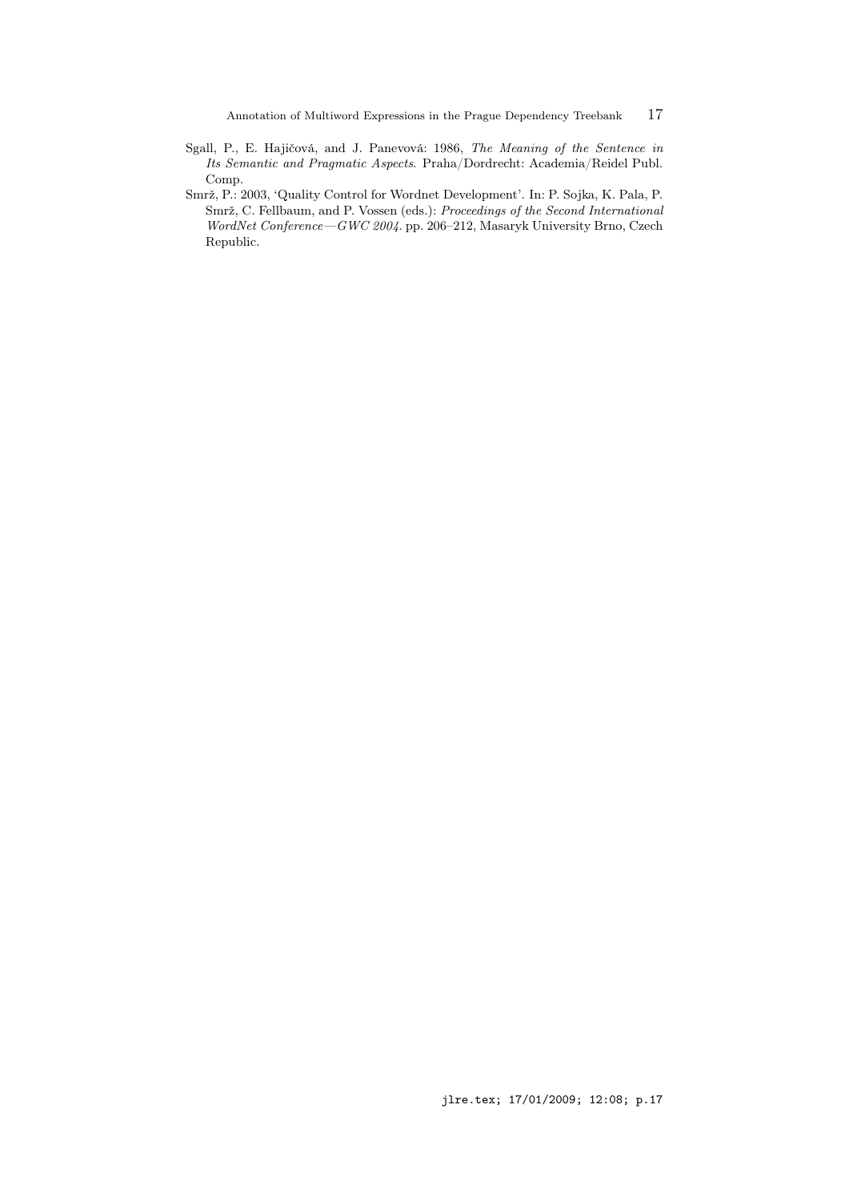Sgall, P., E. Hajičová, and J. Panevová: 1986, *The Meaning of the Sentence in Its Semantic and Pragmatic Aspects*. Praha/Dordrecht: Academia/Reidel Publ. Comp.

Smrž, P.: 2003, 'Quality Control for Wordnet Development'. In: P. Sojka, K. Pala, P. Smrž, C. Fellbaum, and P. Vossen (eds.): *Proceedings of the Second International WordNet Conference—GWC 2004*. pp. 206–212, Masaryk University Brno, Czech Republic.